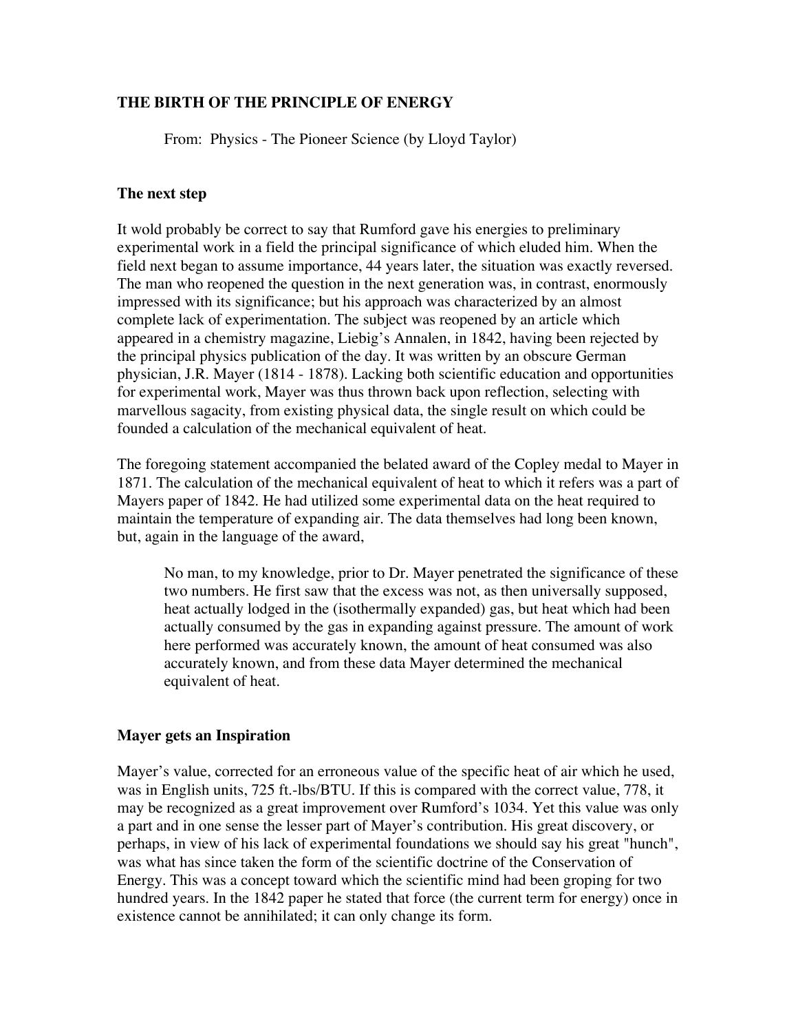## THE BIRTH OF THE PRINCIPLE OF ENERGY

From: Physics - The Pioneer Science (by Lloyd Taylor)

### The next step

It wold probably be correct to say that Rumford gave his energies to preliminary experimental work in a field the principal significance of which eluded him. When the field next began to assume importance, 44 years later, the situation was exactly reversed. The man who reopened the question in the next generation was, in contrast, enormously impressed with its significance; but his approach was characterized by an almost complete lack of experimentation. The subject was reopened by an article which appeared in a chemistry magazine, Liebig's Annalen, in 1842, having been rejected by the principal physics publication of the day. It was written by an obscure German physician, J.R. Mayer (1814 - 1878). Lacking both scientific education and opportunities for experimental work, Mayer was thus thrown back upon reflection, selecting with marvellous sagacity, from existing physical data, the single result on which could be founded a calculation of the mechanical equivalent of heat.

The foregoing statement accompanied the belated award of the Copley medal to Mayer in 1871. The calculation of the mechanical equivalent of heat to which it refers was a part of Mayers paper of 1842. He had utilized some experimental data on the heat required to maintain the temperature of expanding air. The data themselves had long been known, but, again in the language of the award,

> No man, to my knowledge, prior to Dr. Mayer penetrated the significance of these two numbers. He first saw that the excess was not, as then universally supposed, heat actually lodged in the (isothermally expanded) gas, but heat which had been actually consumed by the gas in expanding against pressure. The amount of work here performed was accurately known, the amount of heat consumed was also accurately known, and from these data Mayer determined the mechanical equivalent of heat.

### Mayer gets an Inspiration

Mayer's value, corrected for an erroneous value of the specific heat of air which he used, was in English units, 725 ft.-lbs/BTU. If this is compared with the correct value, 778, it may be recognized as a great improvement over Rumford's 1034. Yet this value was only a part and in one sense the lesser part of Mayer's contribution. His great discovery, or perhaps, in view of his lack of experimental foundations we should say his great "hunch", was what has since taken the form of the scientific doctrine of the Conservation of Energy. This was a concept toward which the scientific mind had been groping for two hundred years. In the 1842 paper he stated that force (the current term for energy) once in existence cannot be annihilated; it can only change its form.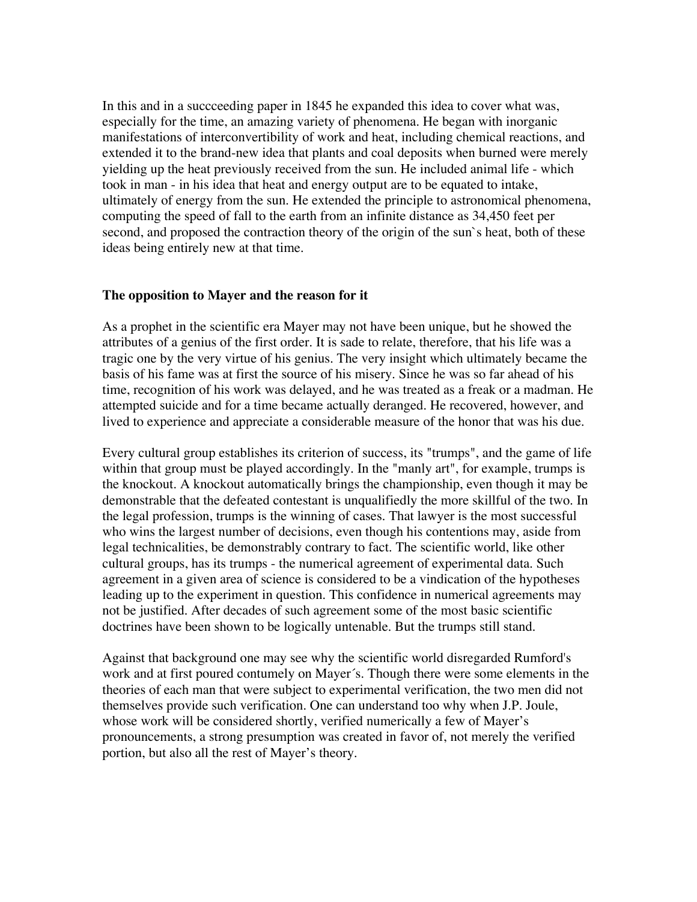In this and in a succceeding paper in 1845 he expanded this idea to cover what was, especially for the time, an amazing variety of phenomena. He began with inorganic manifestations of interconvertibility of work and heat, including chemical reactions, and extended it to the brand-new idea that plants and coal deposits when burned were merely yielding up the heat previously received from the sun. He included animal life - which took in man - in his idea that heat and energy output are to be equated to intake, ultimately of energy from the sun. He extended the principle to astronomical phenomena, computing the speed of fall to the earth from an infinite distance as 34,450 feet per second, and proposed the contraction theory of the origin of the sun`s heat, both of these ideas being entirely new at that time.

### The opposition to Mayer and the reason for it

As a prophet in the scientific era Mayer may not have been unique, but he showed the attributes of a genius of the first order. It is sade to relate, therefore, that his life was a tragic one by the very virtue of his genius. The very insight which ultimately became the basis of his fame was at first the source of his misery. Since he was so far ahead of his time, recognition of his work was delayed, and he was treated as a freak or a madman. He attempted suicide and for a time became actually deranged. He recovered, however, and lived to experience and appreciate a considerable measure of the honor that was his due.

Every cultural group establishes its criterion of success, its "trumps", and the game of life within that group must be played accordingly. In the "manly art", for example, trumps is the knockout. A knockout automatically brings the championship, even though it may be demonstrable that the defeated contestant is unqualifiedly the more skillful of the two. In the legal profession, trumps is the winning of cases. That lawyer is the most successful who wins the largest number of decisions, even though his contentions may, aside from legal technicalities, be demonstrably contrary to fact. The scientific world, like other cultural groups, has its trumps - the numerical agreement of experimental data. Such agreement in a given area of science is considered to be a vindication of the hypotheses leading up to the experiment in question. This confidence in numerical agreements may not be justified. After decades of such agreement some of the most basic scientific doctrines have been shown to be logically untenable. But the trumps still stand.

Against that background one may see why the scientific world disregarded Rumford's work and at first poured contumely on Mayer´s. Though there were some elements in the theories of each man that were subject to experimental verification, the two men did not themselves provide such verification. One can understand too why when J.P. Joule, whose work will be considered shortly, verified numerically a few of Mayer's pronouncements, a strong presumption was created in favor of, not merely the verified portion, but also all the rest of Mayer's theory.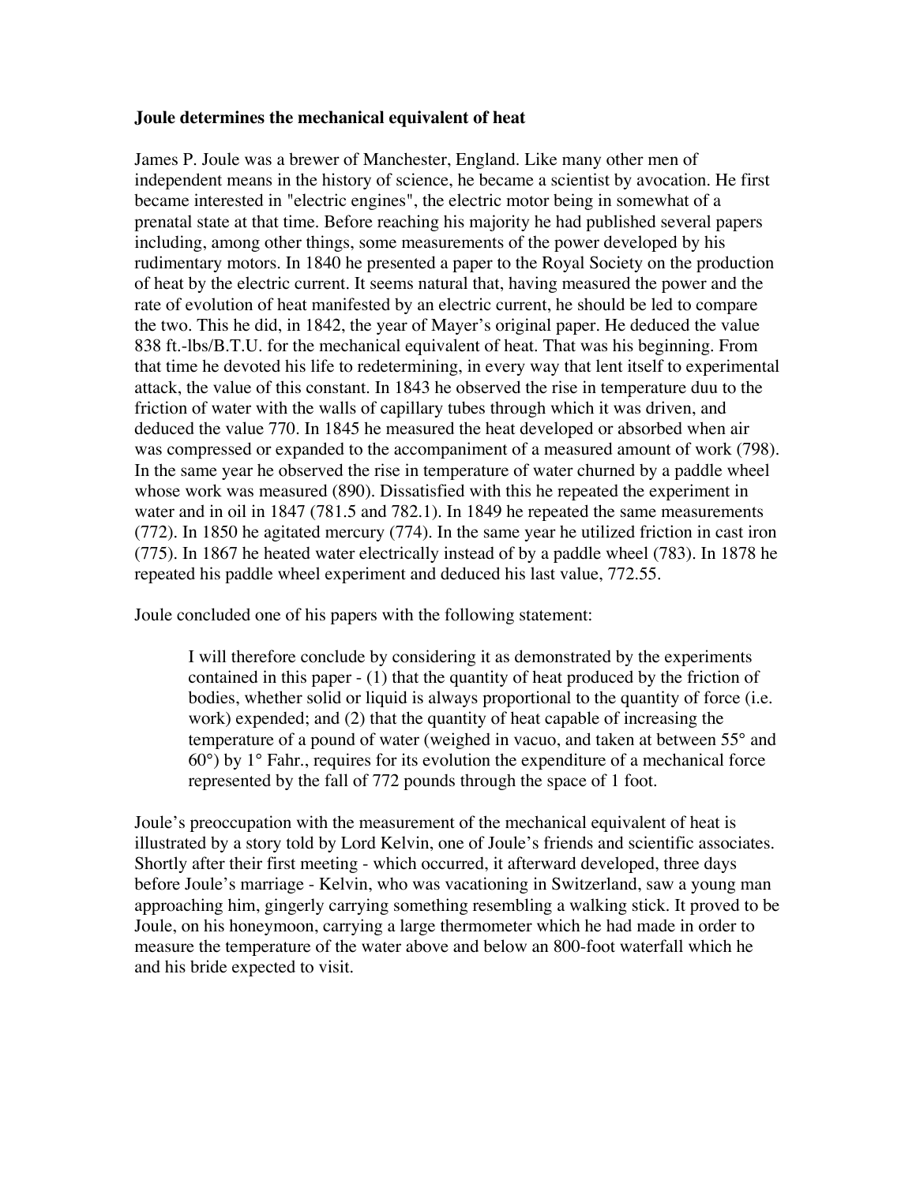**Joule determines the mechanical equivalent of heat**

James P. Joule was a brewer of Manchester, England. Like many other men of independent means in the history of science, he became a scientist by avocation. He first became interested in "electric engines", the electric motor being in somewhat of a prenatal state at that time. Before reaching his majority he had published several papers including, among other things, some measurements of the power developed by his rudimentary motors. In 1840 he presented a paper to the Royal Society on the production of heat by the electric current. It seems natural that, having measured the power and the rate of evolution of heat manifested by an electric current, he should be led to compare the two. This he did, in 1842, the year of Mayer's original paper. He deduced the value 838 ft.-lbs/B.T.U. for the mechanical equivalent of heat. That was his beginning. From that time he devoted his life to redetermining, in every way that lent itself to experimental attack, the value of this constant. In 1843 he observed the rise in temperature duu to the friction of water with the walls of capillary tubes through which it was driven, and deduced the value 770. In 1845 he measured the heat developed or absorbed when air was compressed or expanded to the accompaniment of a measured amount of work (798). In the same year he observed the rise in temperature of water churned by a paddle wheel whose work was measured (890). Dissatisfied with this he repeated the experiment in water and in oil in 1847 (781.5 and 782.1). In 1849 he repeated the same measurements (772). In 1850 he agitated mercury (774). In the same year he utilized friction in cast iron (775). In 1867 he heated water electrically instead of by a paddle wheel (783). In 1878 he repeated his paddle wheel experiment and deduced his last value, 772.55.

Joule concluded one of his papers with the following statement:

> I will therefore conclude by considering it as demonstrated by the experiments contained in this paper - (1) that the quantity of heat produced by the friction of bodies, whether solid or liquid is always proportional to the quantity of force (i.e. work) expended; and (2) that the quantity of heat capable of increasing the temperature of a pound of water (weighed in vacuo, and taken at between 55° and 60°) by 1° Fahr., requires for its evolution the expenditure of a mechanical force represented by the fall of 772 pounds through the space of 1 foot.

Joule's preoccupation with the measurement of the mechanical equivalent of heat is illustrated by a story told by Lord Kelvin, one of Joule's friends and scientific associates. Shortly after their first meeting - which occurred, it afterward developed, three days before Joule's marriage - Kelvin, who was vacationing in Switzerland, saw a young man approaching him, gingerly carrying something resembling a walking stick. It proved to be Joule, on his honeymoon, carrying a large thermometer which he had made in order to measure the temperature of the water above and below an 800-foot waterfall which he and his bride expected to visit.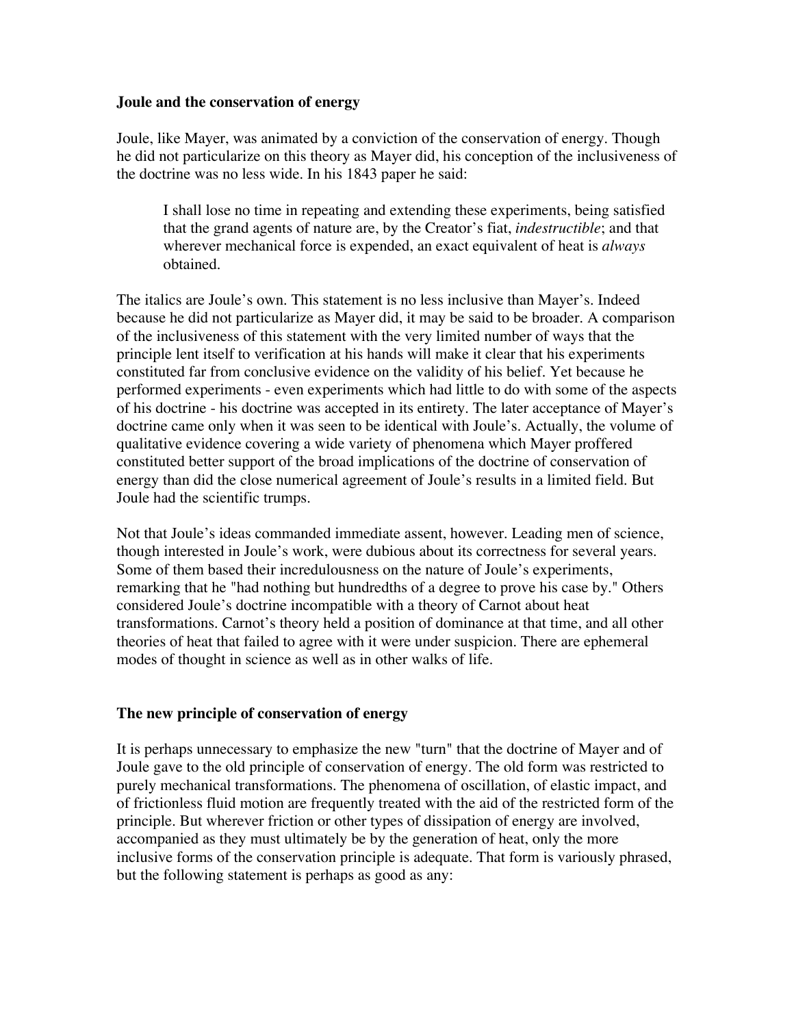### Joule and the conservation of energy

Joule, like Mayer, was animated by a conviction of the conservation of energy. Though he did not particularize on this theory as Mayer did, his conception of the inclusiveness of the doctrine was no less wide. In his 1843 paper he said:

> I shall lose no time in repeating and extending these experiments, being satisfied that the grand agents of nature are, by the Creator's fiat, *indestructible*; and that wherever mechanical force is expended, an exact equivalent of heat is *always* obtained.

The italics are Joule's own. This statement is no less inclusive than Mayer's. Indeed because he did not particularize as Mayer did, it may be said to be broader. A comparison of the inclusiveness of this statement with the very limited number of ways that the principle lent itself to verification at his hands will make it clear that his experiments constituted far from conclusive evidence on the validity of his belief. Yet because he performed experiments - even experiments which had little to do with some of the aspects of his doctrine - his doctrine was accepted in its entirety. The later acceptance of Mayer's doctrine came only when it was seen to be identical with Joule's. Actually, the volume of qualitative evidence covering a wide variety of phenomena which Mayer proffered constituted better support of the broad implications of the doctrine of conservation of energy than did the close numerical agreement of Joule's results in a limited field. But Joule had the scientific trumps.

Not that Joule's ideas commanded immediate assent, however. Leading men of science, though interested in Joule's work, were dubious about its correctness for several years. Some of them based their incredulousness on the nature of Joule's experiments, remarking that he "had nothing but hundredths of a degree to prove his case by." Others considered Joule's doctrine incompatible with a theory of Carnot about heat transformations. Carnot's theory held a position of dominance at that time, and all other theories of heat that failed to agree with it were under suspicion. There are ephemeral modes of thought in science as well as in other walks of life.

### The new principle of conservation of energy

It is perhaps unnecessary to emphasize the new "turn" that the doctrine of Mayer and of Joule gave to the old principle of conservation of energy. The old form was restricted to purely mechanical transformations. The phenomena of oscillation, of elastic impact, and of frictionless fluid motion are frequently treated with the aid of the restricted form of the principle. But wherever friction or other types of dissipation of energy are involved, accompanied as they must ultimately be by the generation of heat, only the more inclusive forms of the conservation principle is adequate. That form is variously phrased, but the following statement is perhaps as good as any: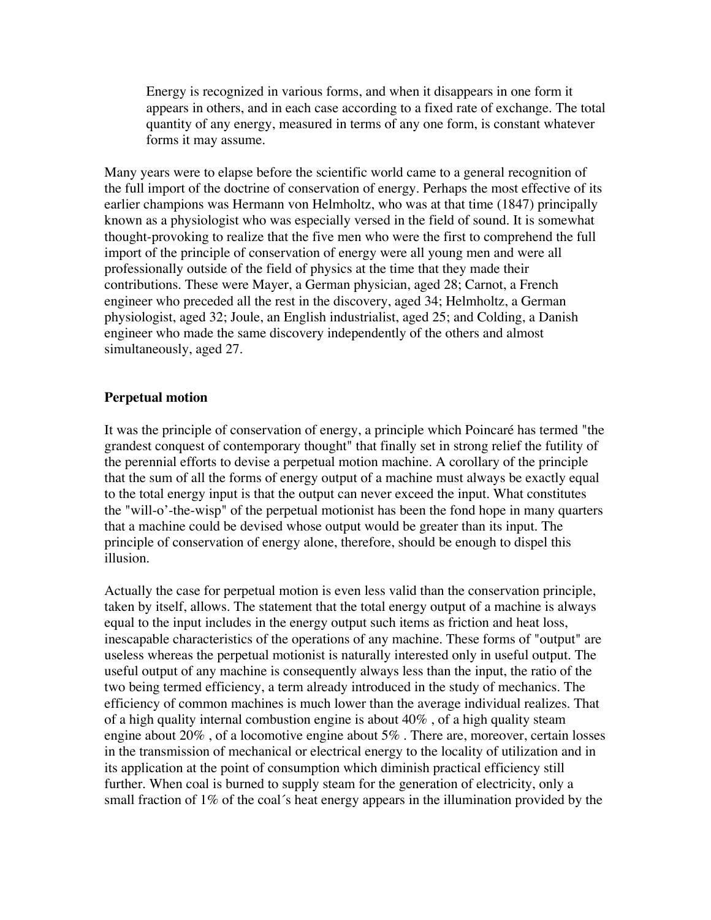> Energy is recognized in various forms, and when it disappears in one form it appears in others, and in each case according to a fixed rate of exchange. The total quantity of any energy, measured in terms of any one form, is constant whatever forms it may assume.

Many years were to elapse before the scientific world came to a general recognition of the full import of the doctrine of conservation of energy. Perhaps the most effective of its earlier champions was Hermann von Helmholtz, who was at that time (1847) principally known as a physiologist who was especially versed in the field of sound. It is somewhat thought-provoking to realize that the five men who were the first to comprehend the full import of the principle of conservation of energy were all young men and were all professionally outside of the field of physics at the time that they made their contributions. These were Mayer, a German physician, aged 28; Carnot, a French engineer who preceded all the rest in the discovery, aged 34; Helmholtz, a German physiologist, aged 32; Joule, an English industrialist, aged 25; and Colding, a Danish engineer who made the same discovery independently of the others and almost simultaneously, aged 27.

**Perpetual motion**

It was the principle of conservation of energy, a principle which Poincaré has termed "the grandest conquest of contemporary thought" that finally set in strong relief the futility of the perennial efforts to devise a perpetual motion machine. A corollary of the principle that the sum of all the forms of energy output of a machine must always be exactly equal to the total energy input is that the output can never exceed the input. What constitutes the "will-o'-the-wisp" of the perpetual motionist has been the fond hope in many quarters that a machine could be devised whose output would be greater than its input. The principle of conservation of energy alone, therefore, should be enough to dispel this illusion.

Actually the case for perpetual motion is even less valid than the conservation principle, taken by itself, allows. The statement that the total energy output of a machine is always equal to the input includes in the energy output such items as friction and heat loss, inescapable characteristics of the operations of any machine. These forms of "output" are useless whereas the perpetual motionist is naturally interested only in useful output. The useful output of any machine is consequently always less than the input, the ratio of the two being termed efficiency, a term already introduced in the study of mechanics. The efficiency of common machines is much lower than the average individual realizes. That of a high quality internal combustion engine is about 40% , of a high quality steam engine about 20% , of a locomotive engine about 5% . There are, moreover, certain losses in the transmission of mechanical or electrical energy to the locality of utilization and in its application at the point of consumption which diminish practical efficiency still further. When coal is burned to supply steam for the generation of electricity, only a small fraction of 1% of the coal´s heat energy appears in the illumination provided by the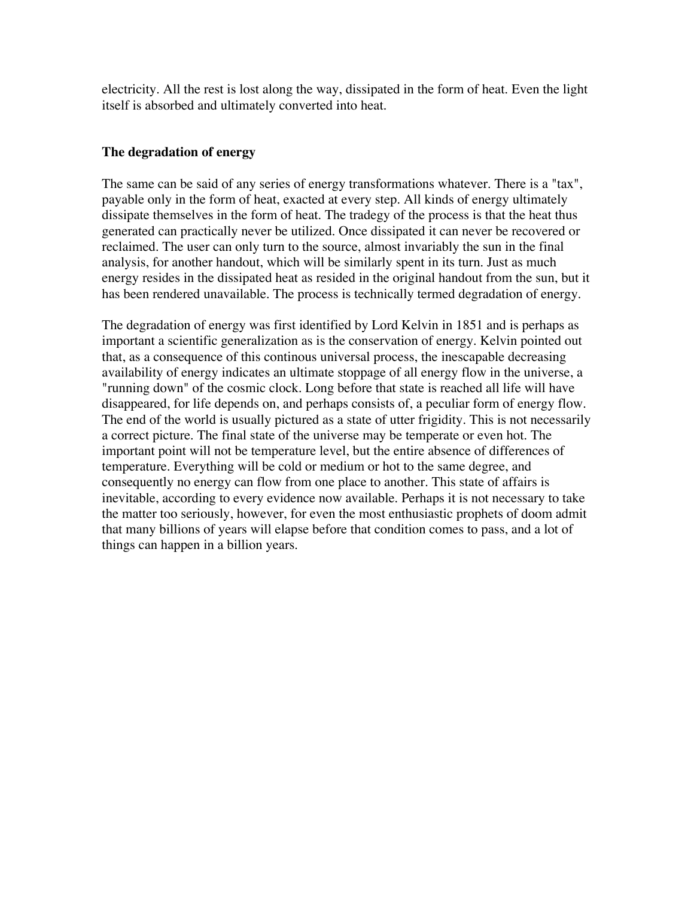electricity. All the rest is lost along the way, dissipated in the form of heat. Even the light itself is absorbed and ultimately converted into heat.

**The degradation of energy**

The same can be said of any series of energy transformations whatever. There is a "tax", payable only in the form of heat, exacted at every step. All kinds of energy ultimately dissipate themselves in the form of heat. The tradegy of the process is that the heat thus generated can practically never be utilized. Once dissipated it can never be recovered or reclaimed. The user can only turn to the source, almost invariably the sun in the final analysis, for another handout, which will be similarly spent in its turn. Just as much energy resides in the dissipated heat as resided in the original handout from the sun, but it has been rendered unavailable. The process is technically termed degradation of energy.

The degradation of energy was first identified by Lord Kelvin in 1851 and is perhaps as important a scientific generalization as is the conservation of energy. Kelvin pointed out that, as a consequence of this continous universal process, the inescapable decreasing availability of energy indicates an ultimate stoppage of all energy flow in the universe, a "running down" of the cosmic clock. Long before that state is reached all life will have disappeared, for life depends on, and perhaps consists of, a peculiar form of energy flow. The end of the world is usually pictured as a state of utter frigidity. This is not necessarily a correct picture. The final state of the universe may be temperate or even hot. The important point will not be temperature level, but the entire absence of differences of temperature. Everything will be cold or medium or hot to the same degree, and consequently no energy can flow from one place to another. This state of affairs is inevitable, according to every evidence now available. Perhaps it is not necessary to take the matter too seriously, however, for even the most enthusiastic prophets of doom admit that many billions of years will elapse before that condition comes to pass, and a lot of things can happen in a billion years.